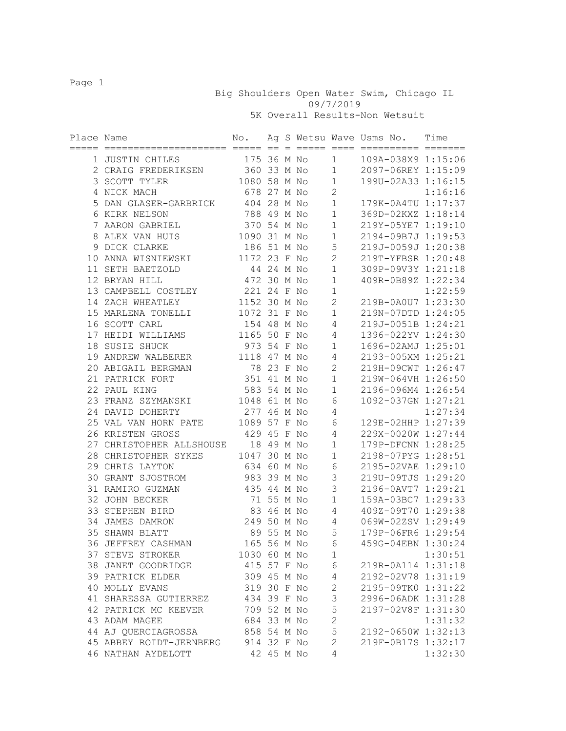# Big Shoulders Open Water Swim, Chicago IL

09/7/2019

## 5K Overall Results-Non Wetsuit

| Place | Name | No. | Ag | S | Wetsu | Wave | Usms No. | Time |
|---|---|---|---|---|---|---|---|---|
| 1 | JUSTIN CHILES | 175 | 36 | M | No | 1 | 109A-038X9 | 1:15:06 |
| 2 | CRAIG FREDERIKSEN | 360 | 33 | M | No | 1 | 2097-06REY | 1:15:09 |
| 3 | SCOTT TYLER | 1080 | 58 | M | No | 1 | 199U-02A33 | 1:16:15 |
| 4 | NICK MACH | 678 | 27 | M | No | 2 | | 1:16:16 |
| 5 | DAN GLASER-GARBRICK | 404 | 28 | M | No | 1 | 179K-0A4TU | 1:17:37 |
| 6 | KIRK NELSON | 788 | 49 | M | No | 1 | 369D-02KXZ | 1:18:14 |
| 7 | AARON GABRIEL | 370 | 54 | M | No | 1 | 219Y-05YE7 | 1:19:10 |
| 8 | ALEX VAN HUIS | 1090 | 31 | M | No | 1 | 2194-09B7J | 1:19:53 |
| 9 | DICK CLARKE | 186 | 51 | M | No | 5 | 219J-0059J | 1:20:38 |
| 10 | ANNA WISNIEWSKI | 1172 | 23 | F | No | 2 | 219T-YFBSR | 1:20:48 |
| 11 | SETH BAETZOLD | 44 | 24 | M | No | 1 | 309P-09V3Y | 1:21:18 |
| 12 | BRYAN HILL | 472 | 30 | M | No | 1 | 409R-0B89Z | 1:22:34 |
| 13 | CAMPBELL COSTLEY | 221 | 24 | F | No | 1 | | 1:22:59 |
| 14 | ZACH WHEATLEY | 1152 | 30 | M | No | 2 | 219B-0A0U7 | 1:23:30 |
| 15 | MARLENA TONELLI | 1072 | 31 | F | No | 1 | 219N-07DTD | 1:24:05 |
| 16 | SCOTT CARL | 154 | 48 | M | No | 4 | 219J-0051B | 1:24:21 |
| 17 | HEIDI WILLIAMS | 1165 | 50 | F | No | 4 | 1396-022YV | 1:24:30 |
| 18 | SUSIE SHUCK | 973 | 54 | F | No | 1 | 1696-02AMJ | 1:25:01 |
| 19 | ANDREW WALBERER | 1118 | 47 | M | No | 4 | 2193-005XM | 1:25:21 |
| 20 | ABIGAIL BERGMAN | 78 | 23 | F | No | 2 | 219H-09CWT | 1:26:47 |
| 21 | PATRICK FORT | 351 | 41 | M | No | 1 | 219W-064VH | 1:26:50 |
| 22 | PAUL KING | 583 | 54 | M | No | 1 | 2196-096M4 | 1:26:54 |
| 23 | FRANZ SZYMANSKI | 1048 | 61 | M | No | 6 | 1092-037GN | 1:27:21 |
| 24 | DAVID DOHERTY | 277 | 46 | M | No | 4 | | 1:27:34 |
| 25 | VAL VAN HORN PATE | 1089 | 57 | F | No | 6 | 129E-02HHP | 1:27:39 |
| 26 | KRISTEN GROSS | 429 | 45 | F | No | 4 | 229X-0020W | 1:27:44 |
| 27 | CHRISTOPHER ALLSHOUSE | 18 | 49 | M | No | 1 | 179P-DFCNN | 1:28:25 |
| 28 | CHRISTOPHER SYKES | 1047 | 30 | M | No | 1 | 2198-07PYG | 1:28:51 |
| 29 | CHRIS LAYTON | 634 | 60 | M | No | 6 | 2195-02VAE | 1:29:10 |
| 30 | GRANT SJOSTROM | 983 | 39 | M | No | 3 | 219U-09TJS | 1:29:20 |
| 31 | RAMIRO GUZMAN | 435 | 44 | M | No | 3 | 2196-0AVT7 | 1:29:21 |
| 32 | JOHN BECKER | 71 | 55 | M | No | 1 | 159A-03BC7 | 1:29:33 |
| 33 | STEPHEN BIRD | 83 | 46 | M | No | 4 | 409Z-09T70 | 1:29:38 |
| 34 | JAMES DAMRON | 249 | 50 | M | No | 4 | 069W-02ZSV | 1:29:49 |
| 35 | SHAWN BLATT | 89 | 55 | M | No | 5 | 179P-06FR6 | 1:29:54 |
| 36 | JEFFREY CASHMAN | 165 | 56 | M | No | 6 | 459G-04EBN | 1:30:24 |
| 37 | STEVE STROKER | 1030 | 60 | M | No | 1 | | 1:30:51 |
| 38 | JANET GOODRIDGE | 415 | 57 | F | No | 6 | 219R-0A114 | 1:31:18 |
| 39 | PATRICK ELDER | 309 | 45 | M | No | 4 | 2192-02V78 | 1:31:19 |
| 40 | MOLLY EVANS | 319 | 30 | F | No | 2 | 2195-09TK0 | 1:31:22 |
| 41 | SHARESSA GUTIERREZ | 434 | 39 | F | No | 3 | 2996-06ADK | 1:31:28 |
| 42 | PATRICK MC KEEVER | 709 | 52 | M | No | 5 | 2197-02V8F | 1:31:30 |
| 43 | ADAM MAGEE | 684 | 33 | M | No | 2 | | 1:31:32 |
| 44 | AJ QUERCIAGROSSA | 858 | 54 | M | No | 5 | 2192-0650W | 1:32:13 |
| 45 | ABBEY ROIDT-JERNBERG | 914 | 32 | F | No | 2 | 219F-0B17S | 1:32:17 |
| 46 | NATHAN AYDELOTT | 42 | 45 | M | No | 4 | | 1:32:30 |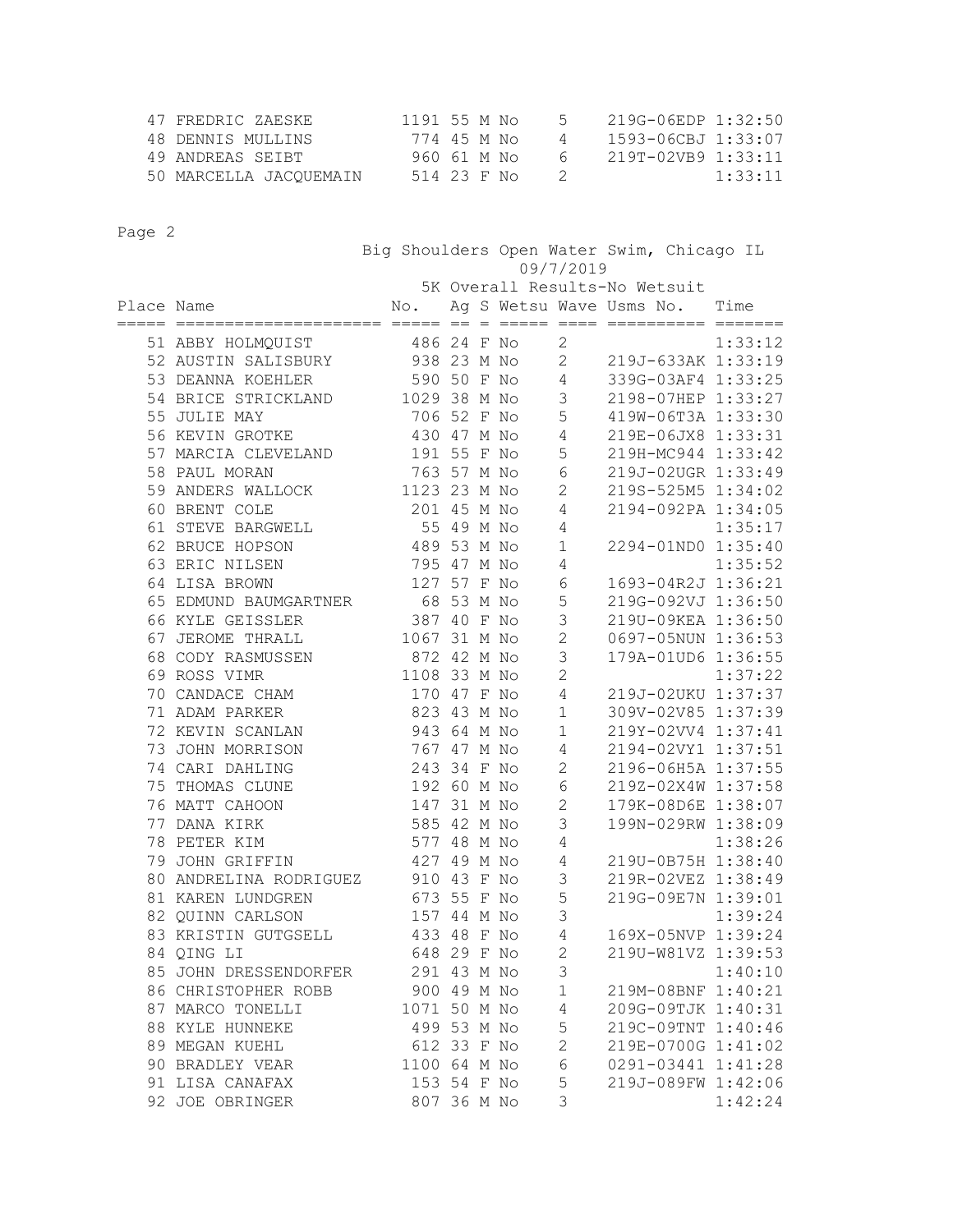| Place | Name | No. | Ag | S | Wetsu | Wave | Usms No. | Time |
|---|---|---|---|---|---|---|---|---|
| 47 | FREDRIC ZAESKE | 1191 | 55 | M | No | 5 | 219G-06EDP | 1:32:50 |
| 48 | DENNIS MULLINS | 774 | 45 | M | No | 4 | 1593-06CBJ | 1:33:07 |
| 49 | ANDREAS SEIBT | 960 | 61 | M | No | 6 | 219T-02VB9 | 1:33:11 |
| 50 | MARCELLA JACQUEMAIN | 514 | 23 | F | No | 2 | | 1:33:11 |

Big Shoulders Open Water Swim, Chicago IL
09/7/2019
5K Overall Results-No Wetsuit

| Place | Name | No. | Ag | S | Wetsu | Wave | Usms No. | Time |
|---|---|---|---|---|---|---|---|---|
| 51 | ABBY HOLMQUIST | 486 | 24 | F | No | 2 | | 1:33:12 |
| 52 | AUSTIN SALISBURY | 938 | 23 | M | No | 2 | 219J-633AK | 1:33:19 |
| 53 | DEANNA KOEHLER | 590 | 50 | F | No | 4 | 339G-03AF4 | 1:33:25 |
| 54 | BRICE STRICKLAND | 1029 | 38 | M | No | 3 | 2198-07HEP | 1:33:27 |
| 55 | JULIE MAY | 706 | 52 | F | No | 5 | 419W-06T3A | 1:33:30 |
| 56 | KEVIN GROTKE | 430 | 47 | M | No | 4 | 219E-06JX8 | 1:33:31 |
| 57 | MARCIA CLEVELAND | 191 | 55 | F | No | 5 | 219H-MC944 | 1:33:42 |
| 58 | PAUL MORAN | 763 | 57 | M | No | 6 | 219J-02UGR | 1:33:49 |
| 59 | ANDERS WALLOCK | 1123 | 23 | M | No | 2 | 219S-525M5 | 1:34:02 |
| 60 | BRENT COLE | 201 | 45 | M | No | 4 | 2194-092PA | 1:34:05 |
| 61 | STEVE BARGWELL | 55 | 49 | M | No | 4 | | 1:35:17 |
| 62 | BRUCE HOPSON | 489 | 53 | M | No | 1 | 2294-01ND0 | 1:35:40 |
| 63 | ERIC NILSEN | 795 | 47 | M | No | 4 | | 1:35:52 |
| 64 | LISA BROWN | 127 | 57 | F | No | 6 | 1693-04R2J | 1:36:21 |
| 65 | EDMUND BAUMGARTNER | 68 | 53 | M | No | 5 | 219G-092VJ | 1:36:50 |
| 66 | KYLE GEISSLER | 387 | 40 | F | No | 3 | 219U-09KEA | 1:36:50 |
| 67 | JEROME THRALL | 1067 | 31 | M | No | 2 | 0697-05NUN | 1:36:53 |
| 68 | CODY RASMUSSEN | 872 | 42 | M | No | 3 | 179A-01UD6 | 1:36:55 |
| 69 | ROSS VIMR | 1108 | 33 | M | No | 2 | | 1:37:22 |
| 70 | CANDACE CHAM | 170 | 47 | F | No | 4 | 219J-02UKU | 1:37:37 |
| 71 | ADAM PARKER | 823 | 43 | M | No | 1 | 309V-02V85 | 1:37:39 |
| 72 | KEVIN SCANLAN | 943 | 64 | M | No | 1 | 219Y-02VV4 | 1:37:41 |
| 73 | JOHN MORRISON | 767 | 47 | M | No | 4 | 2194-02VY1 | 1:37:51 |
| 74 | CARI DAHLING | 243 | 34 | F | No | 2 | 2196-06H5A | 1:37:55 |
| 75 | THOMAS CLUNE | 192 | 60 | M | No | 6 | 219Z-02X4W | 1:37:58 |
| 76 | MATT CAHOON | 147 | 31 | M | No | 2 | 179K-08D6E | 1:38:07 |
| 77 | DANA KIRK | 585 | 42 | M | No | 3 | 199N-029RW | 1:38:09 |
| 78 | PETER KIM | 577 | 48 | M | No | 4 | | 1:38:26 |
| 79 | JOHN GRIFFIN | 427 | 49 | M | No | 4 | 219U-0B75H | 1:38:40 |
| 80 | ANDRELINA RODRIGUEZ | 910 | 43 | F | No | 3 | 219R-02VEZ | 1:38:49 |
| 81 | KAREN LUNDGREN | 673 | 55 | F | No | 5 | 219G-09E7N | 1:39:01 |
| 82 | QUINN CARLSON | 157 | 44 | M | No | 3 | | 1:39:24 |
| 83 | KRISTIN GUTGSELL | 433 | 48 | F | No | 4 | 169X-05NVP | 1:39:24 |
| 84 | QING LI | 648 | 29 | F | No | 2 | 219U-W81VZ | 1:39:53 |
| 85 | JOHN DRESSENDORFER | 291 | 43 | M | No | 3 | | 1:40:10 |
| 86 | CHRISTOPHER ROBB | 900 | 49 | M | No | 1 | 219M-08BNF | 1:40:21 |
| 87 | MARCO TONELLI | 1071 | 50 | M | No | 4 | 209G-09TJK | 1:40:31 |
| 88 | KYLE HUNNEKE | 499 | 53 | M | No | 5 | 219C-09TNT | 1:40:46 |
| 89 | MEGAN KUEHL | 612 | 33 | F | No | 2 | 219E-0700G | 1:41:02 |
| 90 | BRADLEY VEAR | 1100 | 64 | M | No | 6 | 0291-03441 | 1:41:28 |
| 91 | LISA CANAFAX | 153 | 54 | F | No | 5 | 219J-089FW | 1:42:06 |
| 92 | JOE OBRINGER | 807 | 36 | M | No | 3 | | 1:42:24 |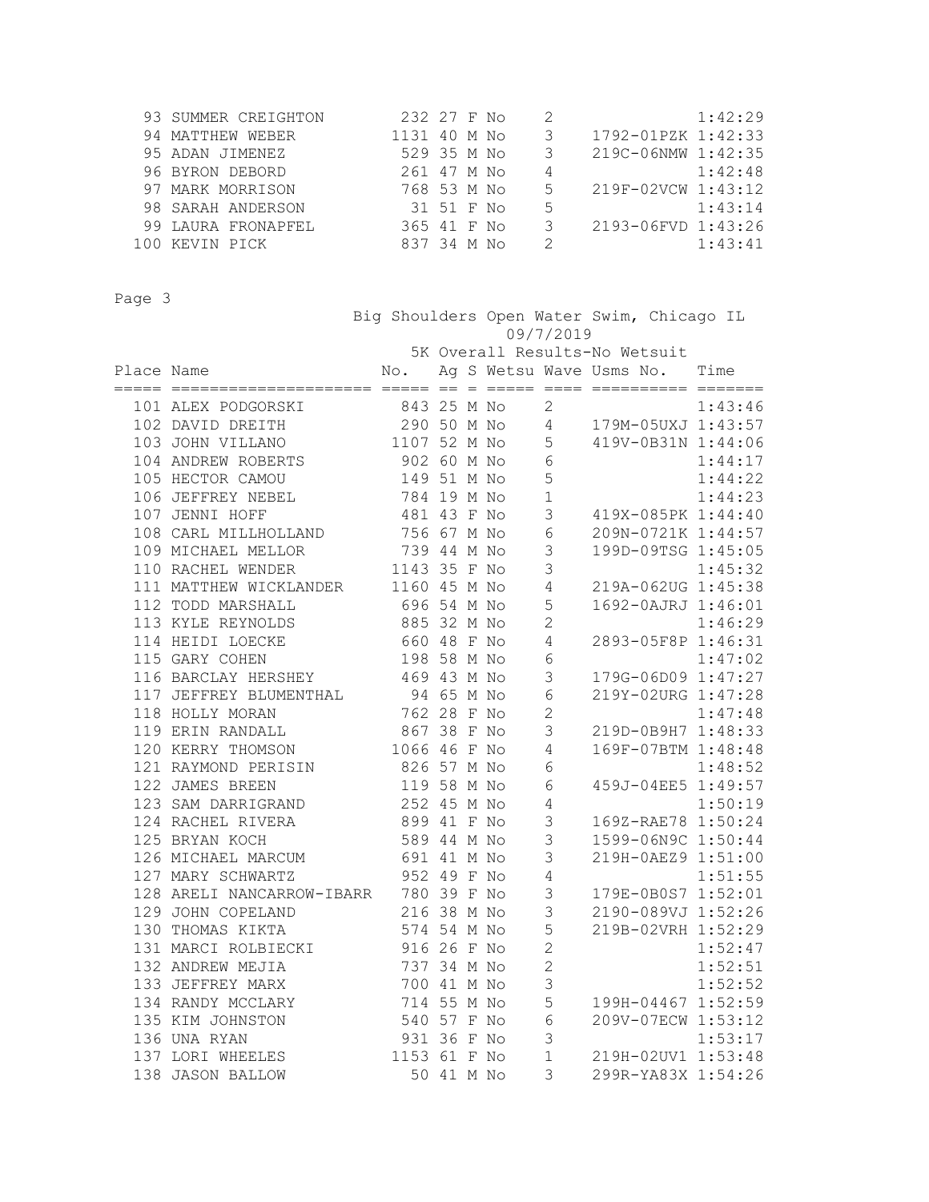| Place | Name | No. | Ag | S | Wetsu | Wave | Usms No. | Time |
|---|---|---|---|---|---|---|---|---|
| 93 | SUMMER CREIGHTON | 232 | 27 | F | No | 2 | | 1:42:29 |
| 94 | MATTHEW WEBER | 1131 | 40 | M | No | 3 | 1792-01PZK | 1:42:33 |
| 95 | ADAN JIMENEZ | 529 | 35 | M | No | 3 | 219C-06NMW | 1:42:35 |
| 96 | BYRON DEBORD | 261 | 47 | M | No | 4 | | 1:42:48 |
| 97 | MARK MORRISON | 768 | 53 | M | No | 5 | 219F-02VCW | 1:43:12 |
| 98 | SARAH ANDERSON | 31 | 51 | F | No | 5 | | 1:43:14 |
| 99 | LAURA FRONAPFEL | 365 | 41 | F | No | 3 | 2193-06FVD | 1:43:26 |
| 100 | KEVIN PICK | 837 | 34 | M | No | 2 | | 1:43:41 |

Big Shoulders Open Water Swim, Chicago IL

09/7/2019

5K Overall Results-No Wetsuit

| Place | Name | No. | Ag | S | Wetsu | Wave | Usms No. | Time |
|---|---|---|---|---|---|---|---|---|
| 101 | ALEX PODGORSKI | 843 | 25 | M | No | 2 | | 1:43:46 |
| 102 | DAVID DREITH | 290 | 50 | M | No | 4 | 179M-05UXJ | 1:43:57 |
| 103 | JOHN VILLANO | 1107 | 52 | M | No | 5 | 419V-0B31N | 1:44:06 |
| 104 | ANDREW ROBERTS | 902 | 60 | M | No | 6 | | 1:44:17 |
| 105 | HECTOR CAMOU | 149 | 51 | M | No | 5 | | 1:44:22 |
| 106 | JEFFREY NEBEL | 784 | 19 | M | No | 1 | | 1:44:23 |
| 107 | JENNI HOFF | 481 | 43 | F | No | 3 | 419X-085PK | 1:44:40 |
| 108 | CARL MILLHOLLAND | 756 | 67 | M | No | 6 | 209N-0721K | 1:44:57 |
| 109 | MICHAEL MELLOR | 739 | 44 | M | No | 3 | 199D-09TSG | 1:45:05 |
| 110 | RACHEL WENDER | 1143 | 35 | F | No | 3 | | 1:45:32 |
| 111 | MATTHEW WICKLANDER | 1160 | 45 | M | No | 4 | 219A-062UG | 1:45:38 |
| 112 | TODD MARSHALL | 696 | 54 | M | No | 5 | 1692-0AJRJ | 1:46:01 |
| 113 | KYLE REYNOLDS | 885 | 32 | M | No | 2 | | 1:46:29 |
| 114 | HEIDI LOECKE | 660 | 48 | F | No | 4 | 2893-05F8P | 1:46:31 |
| 115 | GARY COHEN | 198 | 58 | M | No | 6 | | 1:47:02 |
| 116 | BARCLAY HERSHEY | 469 | 43 | M | No | 3 | 179G-06D09 | 1:47:27 |
| 117 | JEFFREY BLUMENTHAL | 94 | 65 | M | No | 6 | 219Y-02URG | 1:47:28 |
| 118 | HOLLY MORAN | 762 | 28 | F | No | 2 | | 1:47:48 |
| 119 | ERIN RANDALL | 867 | 38 | F | No | 3 | 219D-0B9H7 | 1:48:33 |
| 120 | KERRY THOMSON | 1066 | 46 | F | No | 4 | 169F-07BTM | 1:48:48 |
| 121 | RAYMOND PERISIN | 826 | 57 | M | No | 6 | | 1:48:52 |
| 122 | JAMES BREEN | 119 | 58 | M | No | 6 | 459J-04EE5 | 1:49:57 |
| 123 | SAM DARRIGRAND | 252 | 45 | M | No | 4 | | 1:50:19 |
| 124 | RACHEL RIVERA | 899 | 41 | F | No | 3 | 169Z-RAE78 | 1:50:24 |
| 125 | BRYAN KOCH | 589 | 44 | M | No | 3 | 1599-06N9C | 1:50:44 |
| 126 | MICHAEL MARCUM | 691 | 41 | M | No | 3 | 219H-0AEZ9 | 1:51:00 |
| 127 | MARY SCHWARTZ | 952 | 49 | F | No | 4 | | 1:51:55 |
| 128 | ARELI NANCARROW-IBARR | 780 | 39 | F | No | 3 | 179E-0B0S7 | 1:52:01 |
| 129 | JOHN COPELAND | 216 | 38 | M | No | 3 | 2190-089VJ | 1:52:26 |
| 130 | THOMAS KIKTA | 574 | 54 | M | No | 5 | 219B-02VRH | 1:52:29 |
| 131 | MARCI ROLBIECKI | 916 | 26 | F | No | 2 | | 1:52:47 |
| 132 | ANDREW MEJIA | 737 | 34 | M | No | 2 | | 1:52:51 |
| 133 | JEFFREY MARX | 700 | 41 | M | No | 3 | | 1:52:52 |
| 134 | RANDY MCCLARY | 714 | 55 | M | No | 5 | 199H-04467 | 1:52:59 |
| 135 | KIM JOHNSTON | 540 | 57 | F | No | 6 | 209V-07ECW | 1:53:12 |
| 136 | UNA RYAN | 931 | 36 | F | No | 3 | | 1:53:17 |
| 137 | LORI WHEELES | 1153 | 61 | F | No | 1 | 219H-02UV1 | 1:53:48 |
| 138 | JASON BALLOW | 50 | 41 | M | No | 3 | 299R-YA83X | 1:54:26 |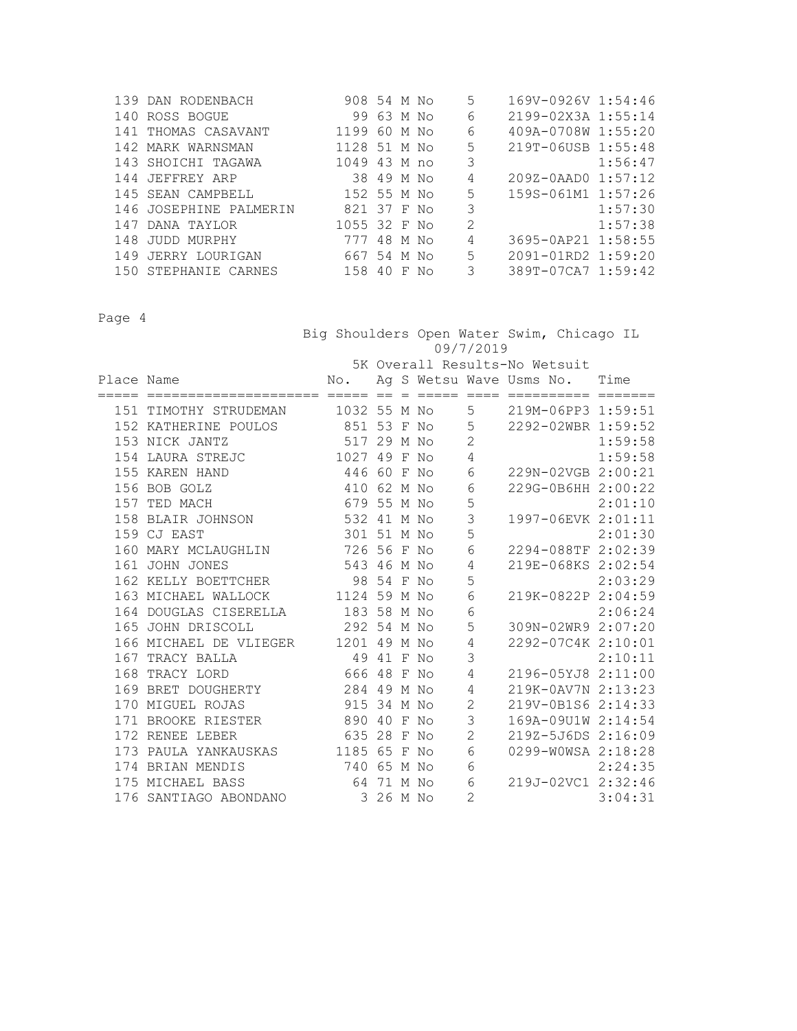| Place | Name | No. | Ag | S | Wetsu | Wave | Usms No. | Time |
|---|---|---|---|---|---|---|---|---|
| 139 | DAN RODENBACH | 908 | 54 | M | No | 5 | 169V-0926V | 1:54:46 |
| 140 | ROSS BOGUE | 99 | 63 | M | No | 6 | 2199-02X3A | 1:55:14 |
| 141 | THOMAS CASAVANT | 1199 | 60 | M | No | 6 | 409A-0708W | 1:55:20 |
| 142 | MARK WARNSMAN | 1128 | 51 | M | No | 5 | 219T-06USB | 1:55:48 |
| 143 | SHOICHI TAGAWA | 1049 | 43 | M | no | 3 | | 1:56:47 |
| 144 | JEFFREY ARP | 38 | 49 | M | No | 4 | 209Z-0AAD0 | 1:57:12 |
| 145 | SEAN CAMPBELL | 152 | 55 | M | No | 5 | 159S-061M1 | 1:57:26 |
| 146 | JOSEPHINE PALMERIN | 821 | 37 | F | No | 3 | | 1:57:30 |
| 147 | DANA TAYLOR | 1055 | 32 | F | No | 2 | | 1:57:38 |
| 148 | JUDD MURPHY | 777 | 48 | M | No | 4 | 3695-0AP21 | 1:58:55 |
| 149 | JERRY LOURIGAN | 667 | 54 | M | No | 5 | 2091-01RD2 | 1:59:20 |
| 150 | STEPHANIE CARNES | 158 | 40 | F | No | 3 | 389T-07CA7 | 1:59:42 |

Big Shoulders Open Water Swim, Chicago IL
09/7/2019

5K Overall Results-No Wetsuit

| Place | Name | No. | Ag | S | Wetsu | Wave | Usms No. | Time |
|---|---|---|---|---|---|---|---|---|
| 151 | TIMOTHY STRUDEMAN | 1032 | 55 | M | No | 5 | 219M-06PP3 | 1:59:51 |
| 152 | KATHERINE POULOS | 851 | 53 | F | No | 5 | 2292-02WBR | 1:59:52 |
| 153 | NICK JANTZ | 517 | 29 | M | No | 2 | | 1:59:58 |
| 154 | LAURA STREJC | 1027 | 49 | F | No | 4 | | 1:59:58 |
| 155 | KAREN HAND | 446 | 60 | F | No | 6 | 229N-02VGB | 2:00:21 |
| 156 | BOB GOLZ | 410 | 62 | M | No | 6 | 229G-0B6HH | 2:00:22 |
| 157 | TED MACH | 679 | 55 | M | No | 5 | | 2:01:10 |
| 158 | BLAIR JOHNSON | 532 | 41 | M | No | 3 | 1997-06EVK | 2:01:11 |
| 159 | CJ EAST | 301 | 51 | M | No | 5 | | 2:01:30 |
| 160 | MARY MCLAUGHLIN | 726 | 56 | F | No | 6 | 2294-088TF | 2:02:39 |
| 161 | JOHN JONES | 543 | 46 | M | No | 4 | 219E-068KS | 2:02:54 |
| 162 | KELLY BOETTCHER | 98 | 54 | F | No | 5 | | 2:03:29 |
| 163 | MICHAEL WALLOCK | 1124 | 59 | M | No | 6 | 219K-0822P | 2:04:59 |
| 164 | DOUGLAS CISERELLA | 183 | 58 | M | No | 6 | | 2:06:24 |
| 165 | JOHN DRISCOLL | 292 | 54 | M | No | 5 | 309N-02WR9 | 2:07:20 |
| 166 | MICHAEL DE VLIEGER | 1201 | 49 | M | No | 4 | 2292-07C4K | 2:10:01 |
| 167 | TRACY BALLA | 49 | 41 | F | No | 3 | | 2:10:11 |
| 168 | TRACY LORD | 666 | 48 | F | No | 4 | 2196-05YJ8 | 2:11:00 |
| 169 | BRET DOUGHERTY | 284 | 49 | M | No | 4 | 219K-0AV7N | 2:13:23 |
| 170 | MIGUEL ROJAS | 915 | 34 | M | No | 2 | 219V-0B1S6 | 2:14:33 |
| 171 | BROOKE RIESTER | 890 | 40 | F | No | 3 | 169A-09U1W | 2:14:54 |
| 172 | RENEE LEBER | 635 | 28 | F | No | 2 | 219Z-5J6DS | 2:16:09 |
| 173 | PAULA YANKAUSKAS | 1185 | 65 | F | No | 6 | 0299-W0WSA | 2:18:28 |
| 174 | BRIAN MENDIS | 740 | 65 | M | No | 6 | | 2:24:35 |
| 175 | MICHAEL BASS | 64 | 71 | M | No | 6 | 219J-02VC1 | 2:32:46 |
| 176 | SANTIAGO ABONDANO | 3 | 26 | M | No | 2 | | 3:04:31 |